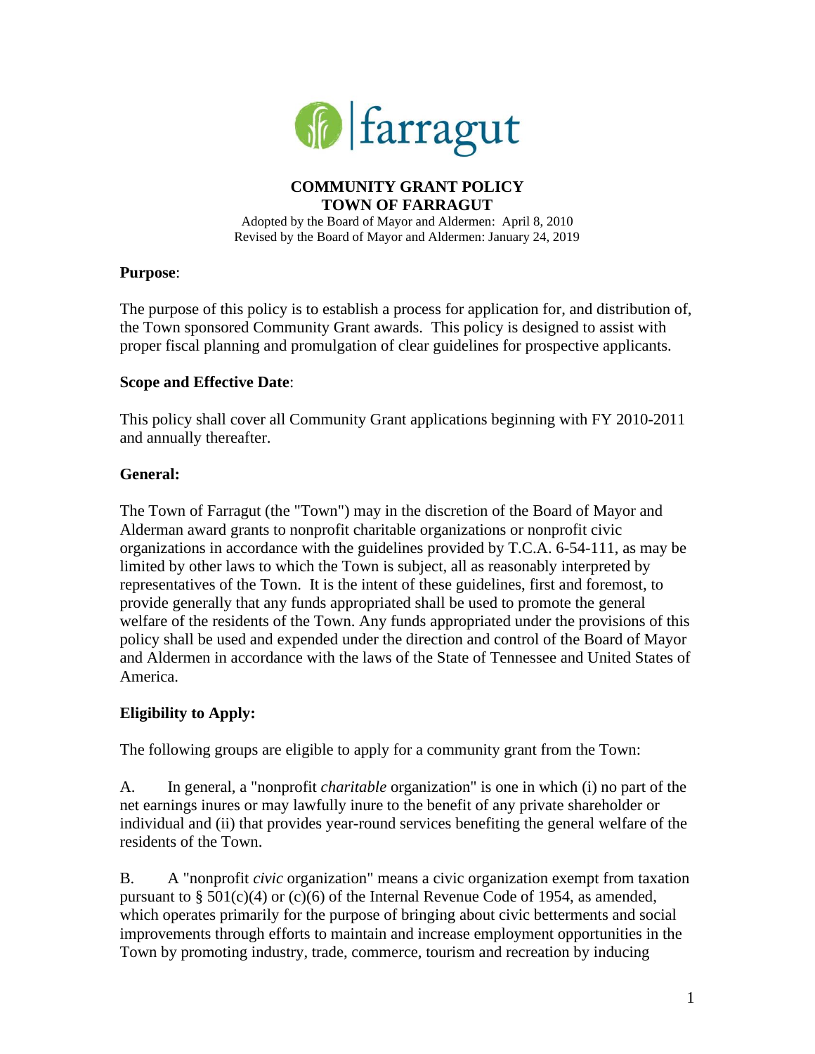farragut

**COMMUNITY GRANT POLICY**
**TOWN OF FARRAGUT**

Adopted by the Board of Mayor and Aldermen: April 8, 2010
Revised by the Board of Mayor and Aldermen: January 24, 2019

**Purpose**:

The purpose of this policy is to establish a process for application for, and distribution of, the Town sponsored Community Grant awards. This policy is designed to assist with proper fiscal planning and promulgation of clear guidelines for prospective applicants.

**Scope and Effective Date**:

This policy shall cover all Community Grant applications beginning with FY 2010-2011 and annually thereafter.

**General:**

The Town of Farragut (the "Town") may in the discretion of the Board of Mayor and Alderman award grants to nonprofit charitable organizations or nonprofit civic organizations in accordance with the guidelines provided by T.C.A. 6-54-111, as may be limited by other laws to which the Town is subject, all as reasonably interpreted by representatives of the Town. It is the intent of these guidelines, first and foremost, to provide generally that any funds appropriated shall be used to promote the general welfare of the residents of the Town. Any funds appropriated under the provisions of this policy shall be used and expended under the direction and control of the Board of Mayor and Aldermen in accordance with the laws of the State of Tennessee and United States of America.

**Eligibility to Apply:**

The following groups are eligible to apply for a community grant from the Town:

A. In general, a "nonprofit *charitable* organization" is one in which (i) no part of the net earnings inures or may lawfully inure to the benefit of any private shareholder or individual and (ii) that provides year-round services benefiting the general welfare of the residents of the Town.

B. A "nonprofit *civic* organization" means a civic organization exempt from taxation pursuant to § 501(c)(4) or (c)(6) of the Internal Revenue Code of 1954, as amended, which operates primarily for the purpose of bringing about civic betterments and social improvements through efforts to maintain and increase employment opportunities in the Town by promoting industry, trade, commerce, tourism and recreation by inducing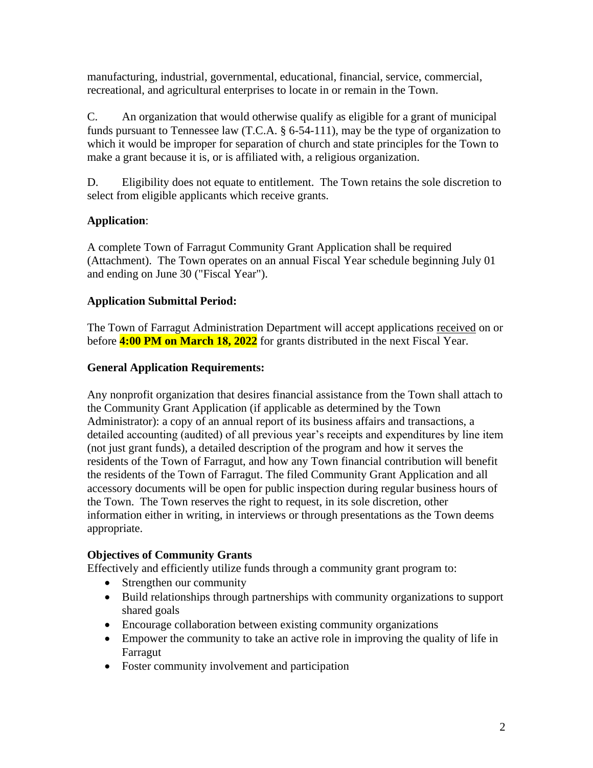manufacturing, industrial, governmental, educational, financial, service, commercial, recreational, and agricultural enterprises to locate in or remain in the Town.

C. An organization that would otherwise qualify as eligible for a grant of municipal funds pursuant to Tennessee law (T.C.A. § 6-54-111), may be the type of organization to which it would be improper for separation of church and state principles for the Town to make a grant because it is, or is affiliated with, a religious organization.

D. Eligibility does not equate to entitlement. The Town retains the sole discretion to select from eligible applicants which receive grants.

**Application**:

A complete Town of Farragut Community Grant Application shall be required (Attachment). The Town operates on an annual Fiscal Year schedule beginning July 01 and ending on June 30 ("Fiscal Year").

**Application Submittal Period:**

The Town of Farragut Administration Department will accept applications received on or before **4:00 PM on March 18, 2022** for grants distributed in the next Fiscal Year.

**General Application Requirements:**

Any nonprofit organization that desires financial assistance from the Town shall attach to the Community Grant Application (if applicable as determined by the Town Administrator): a copy of an annual report of its business affairs and transactions, a detailed accounting (audited) of all previous year's receipts and expenditures by line item (not just grant funds), a detailed description of the program and how it serves the residents of the Town of Farragut, and how any Town financial contribution will benefit the residents of the Town of Farragut. The filed Community Grant Application and all accessory documents will be open for public inspection during regular business hours of the Town. The Town reserves the right to request, in its sole discretion, other information either in writing, in interviews or through presentations as the Town deems appropriate.

**Objectives of Community Grants**

Effectively and efficiently utilize funds through a community grant program to:

- Strengthen our community
- Build relationships through partnerships with community organizations to support shared goals
- Encourage collaboration between existing community organizations
- Empower the community to take an active role in improving the quality of life in Farragut
- Foster community involvement and participation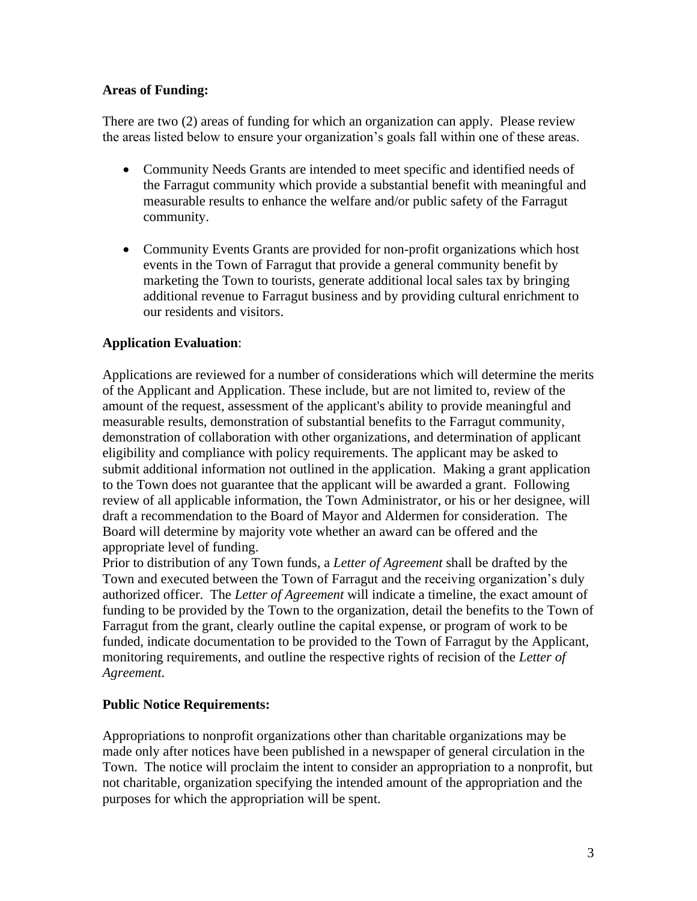**Areas of Funding:**

There are two (2) areas of funding for which an organization can apply. Please review the areas listed below to ensure your organization's goals fall within one of these areas.

- Community Needs Grants are intended to meet specific and identified needs of the Farragut community which provide a substantial benefit with meaningful and measurable results to enhance the welfare and/or public safety of the Farragut community.
- Community Events Grants are provided for non-profit organizations which host events in the Town of Farragut that provide a general community benefit by marketing the Town to tourists, generate additional local sales tax by bringing additional revenue to Farragut business and by providing cultural enrichment to our residents and visitors.

**Application Evaluation**:

Applications are reviewed for a number of considerations which will determine the merits of the Applicant and Application. These include, but are not limited to, review of the amount of the request, assessment of the applicant's ability to provide meaningful and measurable results, demonstration of substantial benefits to the Farragut community, demonstration of collaboration with other organizations, and determination of applicant eligibility and compliance with policy requirements. The applicant may be asked to submit additional information not outlined in the application. Making a grant application to the Town does not guarantee that the applicant will be awarded a grant. Following review of all applicable information, the Town Administrator, or his or her designee, will draft a recommendation to the Board of Mayor and Aldermen for consideration. The Board will determine by majority vote whether an award can be offered and the appropriate level of funding.

Prior to distribution of any Town funds, a *Letter of Agreement* shall be drafted by the Town and executed between the Town of Farragut and the receiving organization's duly authorized officer. The *Letter of Agreement* will indicate a timeline, the exact amount of funding to be provided by the Town to the organization, detail the benefits to the Town of Farragut from the grant, clearly outline the capital expense, or program of work to be funded, indicate documentation to be provided to the Town of Farragut by the Applicant, monitoring requirements, and outline the respective rights of recision of the *Letter of Agreement*.

**Public Notice Requirements:**

Appropriations to nonprofit organizations other than charitable organizations may be made only after notices have been published in a newspaper of general circulation in the Town. The notice will proclaim the intent to consider an appropriation to a nonprofit, but not charitable, organization specifying the intended amount of the appropriation and the purposes for which the appropriation will be spent.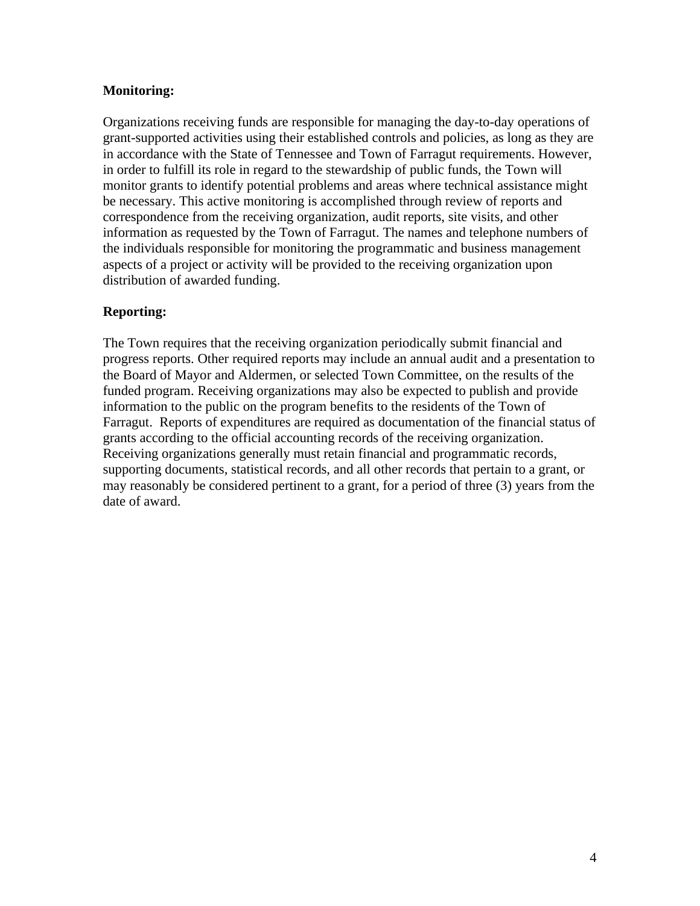**Monitoring:**

Organizations receiving funds are responsible for managing the day-to-day operations of grant-supported activities using their established controls and policies, as long as they are in accordance with the State of Tennessee and Town of Farragut requirements. However, in order to fulfill its role in regard to the stewardship of public funds, the Town will monitor grants to identify potential problems and areas where technical assistance might be necessary. This active monitoring is accomplished through review of reports and correspondence from the receiving organization, audit reports, site visits, and other information as requested by the Town of Farragut. The names and telephone numbers of the individuals responsible for monitoring the programmatic and business management aspects of a project or activity will be provided to the receiving organization upon distribution of awarded funding.

**Reporting:**

The Town requires that the receiving organization periodically submit financial and progress reports. Other required reports may include an annual audit and a presentation to the Board of Mayor and Aldermen, or selected Town Committee, on the results of the funded program. Receiving organizations may also be expected to publish and provide information to the public on the program benefits to the residents of the Town of Farragut. Reports of expenditures are required as documentation of the financial status of grants according to the official accounting records of the receiving organization. Receiving organizations generally must retain financial and programmatic records, supporting documents, statistical records, and all other records that pertain to a grant, or may reasonably be considered pertinent to a grant, for a period of three (3) years from the date of award.